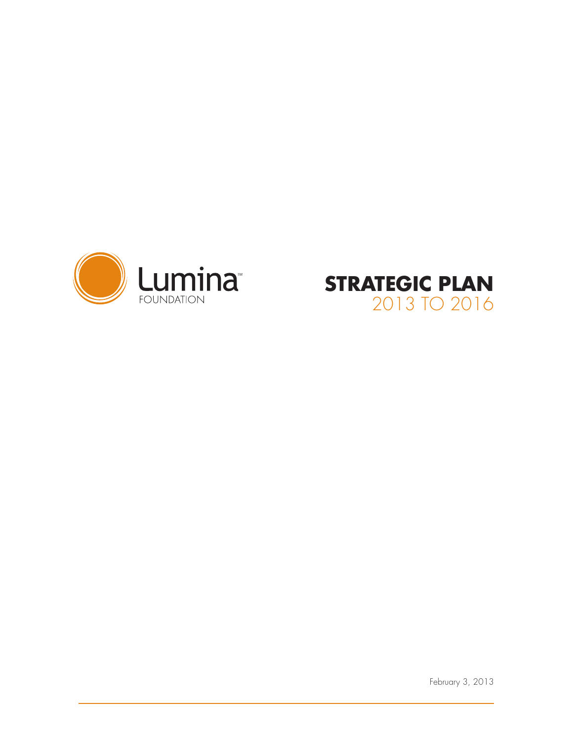Lumina™
FOUNDATION

# STRATEGIC PLAN
## 2013 TO 2016

February 3, 2013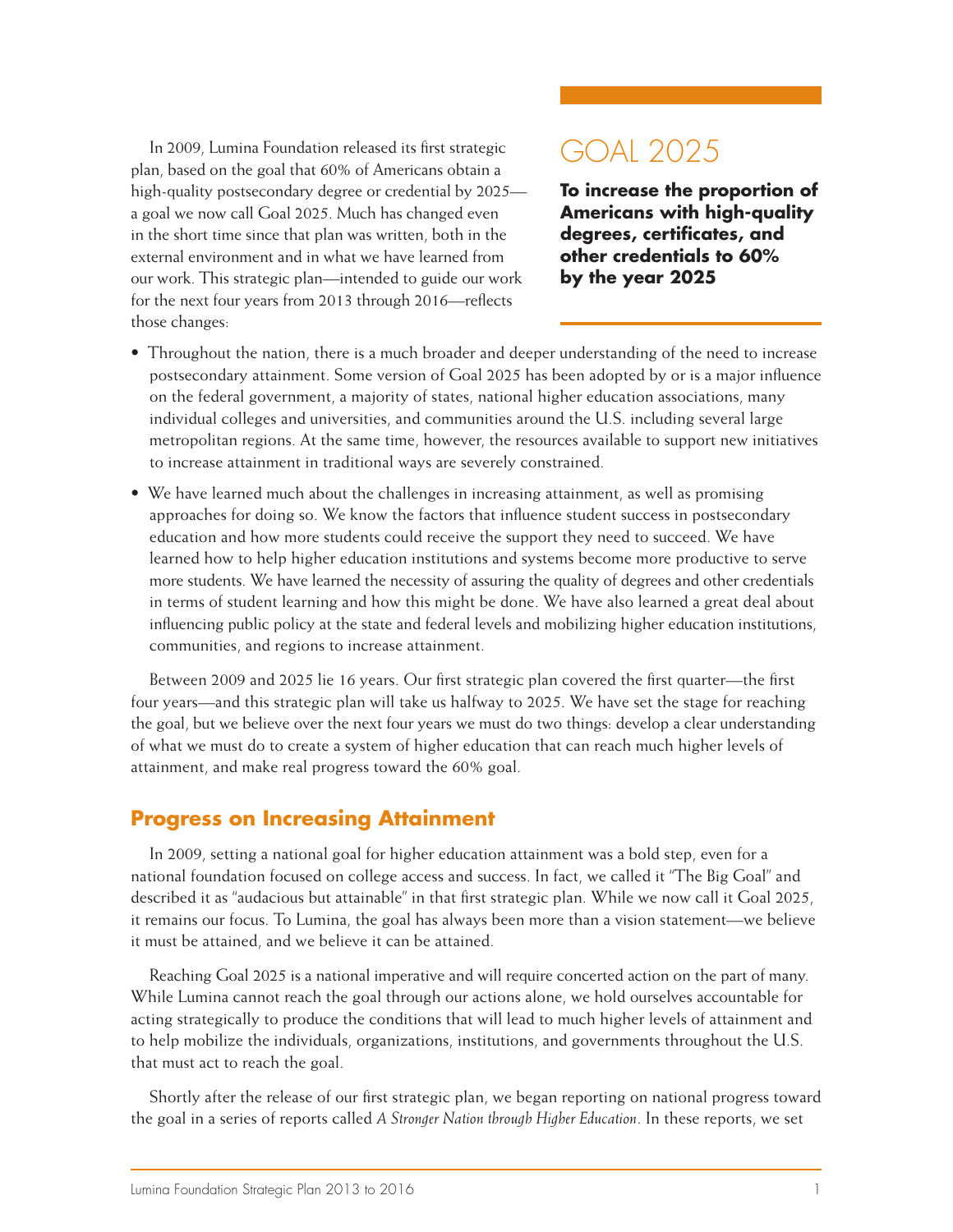In 2009, Lumina Foundation released its first strategic plan, based on the goal that 60% of Americans obtain a high-quality postsecondary degree or credential by 2025—a goal we now call Goal 2025. Much has changed even in the short time since that plan was written, both in the external environment and in what we have learned from our work. This strategic plan—intended to guide our work for the next four years from 2013 through 2016—reflects those changes:

## GOAL 2025

**To increase the proportion of Americans with high-quality degrees, certificates, and other credentials to 60% by the year 2025**

- Throughout the nation, there is a much broader and deeper understanding of the need to increase postsecondary attainment. Some version of Goal 2025 has been adopted by or is a major influence on the federal government, a majority of states, national higher education associations, many individual colleges and universities, and communities around the U.S. including several large metropolitan regions. At the same time, however, the resources available to support new initiatives to increase attainment in traditional ways are severely constrained.
- We have learned much about the challenges in increasing attainment, as well as promising approaches for doing so. We know the factors that influence student success in postsecondary education and how more students could receive the support they need to succeed. We have learned how to help higher education institutions and systems become more productive to serve more students. We have learned the necessity of assuring the quality of degrees and other credentials in terms of student learning and how this might be done. We have also learned a great deal about influencing public policy at the state and federal levels and mobilizing higher education institutions, communities, and regions to increase attainment.

Between 2009 and 2025 lie 16 years. Our first strategic plan covered the first quarter—the first four years—and this strategic plan will take us halfway to 2025. We have set the stage for reaching the goal, but we believe over the next four years we must do two things: develop a clear understanding of what we must do to create a system of higher education that can reach much higher levels of attainment, and make real progress toward the 60% goal.

## Progress on Increasing Attainment

In 2009, setting a national goal for higher education attainment was a bold step, even for a national foundation focused on college access and success. In fact, we called it "The Big Goal" and described it as "audacious but attainable" in that first strategic plan. While we now call it Goal 2025, it remains our focus. To Lumina, the goal has always been more than a vision statement—we believe it must be attained, and we believe it can be attained.

Reaching Goal 2025 is a national imperative and will require concerted action on the part of many. While Lumina cannot reach the goal through our actions alone, we hold ourselves accountable for acting strategically to produce the conditions that will lead to much higher levels of attainment and to help mobilize the individuals, organizations, institutions, and governments throughout the U.S. that must act to reach the goal.

Shortly after the release of our first strategic plan, we began reporting on national progress toward the goal in a series of reports called *A Stronger Nation through Higher Education*. In these reports, we set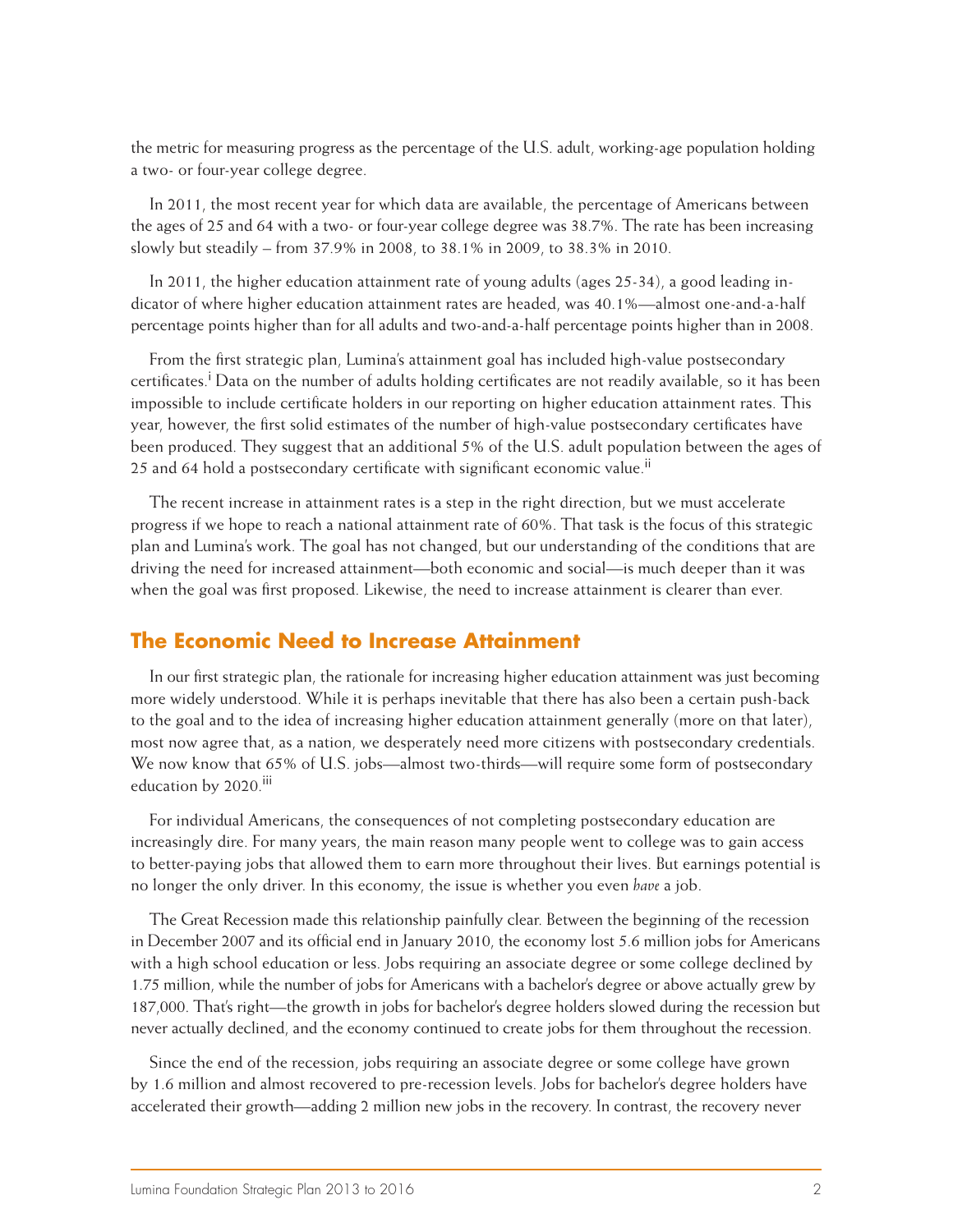the metric for measuring progress as the percentage of the U.S. adult, working-age population holding a two- or four-year college degree.

In 2011, the most recent year for which data are available, the percentage of Americans between the ages of 25 and 64 with a two- or four-year college degree was 38.7%. The rate has been increasing slowly but steadily – from 37.9% in 2008, to 38.1% in 2009, to 38.3% in 2010.

In 2011, the higher education attainment rate of young adults (ages 25-34), a good leading indicator of where higher education attainment rates are headed, was 40.1%—almost one-and-a-half percentage points higher than for all adults and two-and-a-half percentage points higher than in 2008.

From the first strategic plan, Lumina's attainment goal has included high-value postsecondary certificates.[i] Data on the number of adults holding certificates are not readily available, so it has been impossible to include certificate holders in our reporting on higher education attainment rates. This year, however, the first solid estimates of the number of high-value postsecondary certificates have been produced. They suggest that an additional 5% of the U.S. adult population between the ages of 25 and 64 hold a postsecondary certificate with significant economic value.[ii]

The recent increase in attainment rates is a step in the right direction, but we must accelerate progress if we hope to reach a national attainment rate of 60%. That task is the focus of this strategic plan and Lumina's work. The goal has not changed, but our understanding of the conditions that are driving the need for increased attainment—both economic and social—is much deeper than it was when the goal was first proposed. Likewise, the need to increase attainment is clearer than ever.

## The Economic Need to Increase Attainment

In our first strategic plan, the rationale for increasing higher education attainment was just becoming more widely understood. While it is perhaps inevitable that there has also been a certain push-back to the goal and to the idea of increasing higher education attainment generally (more on that later), most now agree that, as a nation, we desperately need more citizens with postsecondary credentials. We now know that 65% of U.S. jobs—almost two-thirds—will require some form of postsecondary education by 2020.[iii]

For individual Americans, the consequences of not completing postsecondary education are increasingly dire. For many years, the main reason many people went to college was to gain access to better-paying jobs that allowed them to earn more throughout their lives. But earnings potential is no longer the only driver. In this economy, the issue is whether you even *have* a job.

The Great Recession made this relationship painfully clear. Between the beginning of the recession in December 2007 and its official end in January 2010, the economy lost 5.6 million jobs for Americans with a high school education or less. Jobs requiring an associate degree or some college declined by 1.75 million, while the number of jobs for Americans with a bachelor's degree or above actually grew by 187,000. That's right—the growth in jobs for bachelor's degree holders slowed during the recession but never actually declined, and the economy continued to create jobs for them throughout the recession.

Since the end of the recession, jobs requiring an associate degree or some college have grown by 1.6 million and almost recovered to pre-recession levels. Jobs for bachelor's degree holders have accelerated their growth—adding 2 million new jobs in the recovery. In contrast, the recovery never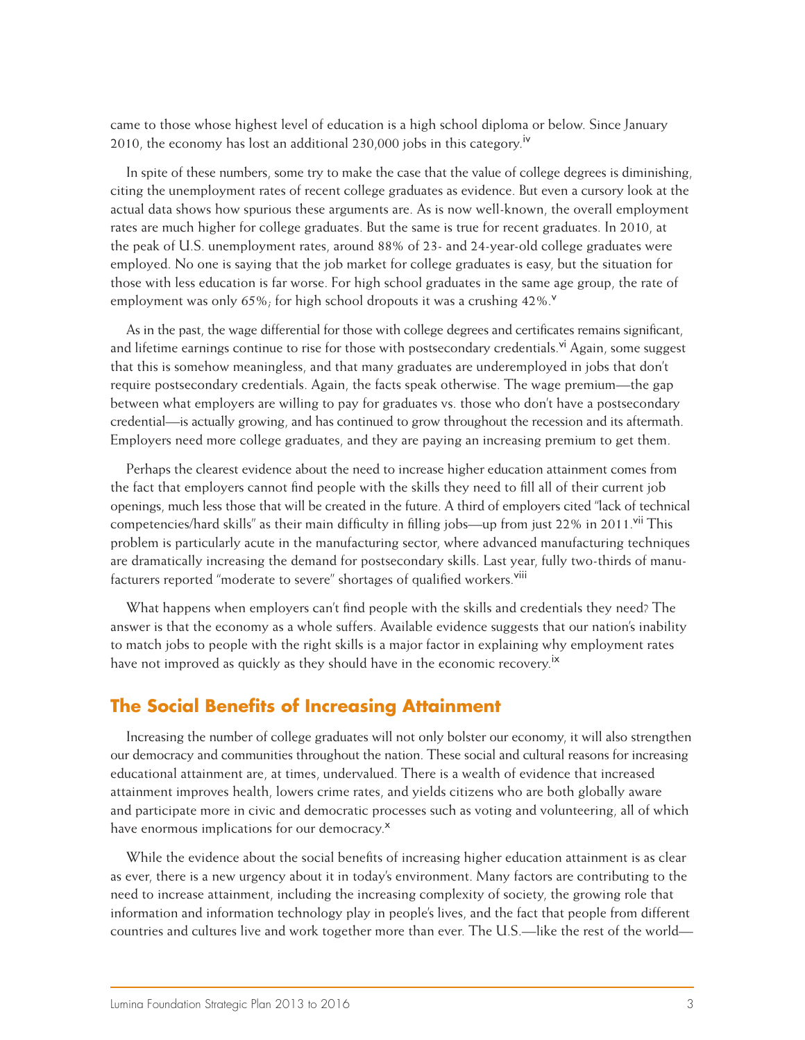came to those whose highest level of education is a high school diploma or below. Since January 2010, the economy has lost an additional 230,000 jobs in this category.[iv]

In spite of these numbers, some try to make the case that the value of college degrees is diminishing, citing the unemployment rates of recent college graduates as evidence. But even a cursory look at the actual data shows how spurious these arguments are. As is now well-known, the overall employment rates are much higher for college graduates. But the same is true for recent graduates. In 2010, at the peak of U.S. unemployment rates, around 88% of 23- and 24-year-old college graduates were employed. No one is saying that the job market for college graduates is easy, but the situation for those with less education is far worse. For high school graduates in the same age group, the rate of employment was only 65%; for high school dropouts it was a crushing 42%.[v]

As in the past, the wage differential for those with college degrees and certificates remains significant, and lifetime earnings continue to rise for those with postsecondary credentials.[vi] Again, some suggest that this is somehow meaningless, and that many graduates are underemployed in jobs that don't require postsecondary credentials. Again, the facts speak otherwise. The wage premium—the gap between what employers are willing to pay for graduates vs. those who don't have a postsecondary credential—is actually growing, and has continued to grow throughout the recession and its aftermath. Employers need more college graduates, and they are paying an increasing premium to get them.

Perhaps the clearest evidence about the need to increase higher education attainment comes from the fact that employers cannot find people with the skills they need to fill all of their current job openings, much less those that will be created in the future. A third of employers cited "lack of technical competencies/hard skills" as their main difficulty in filling jobs—up from just 22% in 2011.[vii] This problem is particularly acute in the manufacturing sector, where advanced manufacturing techniques are dramatically increasing the demand for postsecondary skills. Last year, fully two-thirds of manufacturers reported "moderate to severe" shortages of qualified workers.[viii]

What happens when employers can't find people with the skills and credentials they need? The answer is that the economy as a whole suffers. Available evidence suggests that our nation's inability to match jobs to people with the right skills is a major factor in explaining why employment rates have not improved as quickly as they should have in the economic recovery.[ix]

## The Social Benefits of Increasing Attainment

Increasing the number of college graduates will not only bolster our economy, it will also strengthen our democracy and communities throughout the nation. These social and cultural reasons for increasing educational attainment are, at times, undervalued. There is a wealth of evidence that increased attainment improves health, lowers crime rates, and yields citizens who are both globally aware and participate more in civic and democratic processes such as voting and volunteering, all of which have enormous implications for our democracy.[x]

While the evidence about the social benefits of increasing higher education attainment is as clear as ever, there is a new urgency about it in today's environment. Many factors are contributing to the need to increase attainment, including the increasing complexity of society, the growing role that information and information technology play in people's lives, and the fact that people from different countries and cultures live and work together more than ever. The U.S.—like the rest of the world—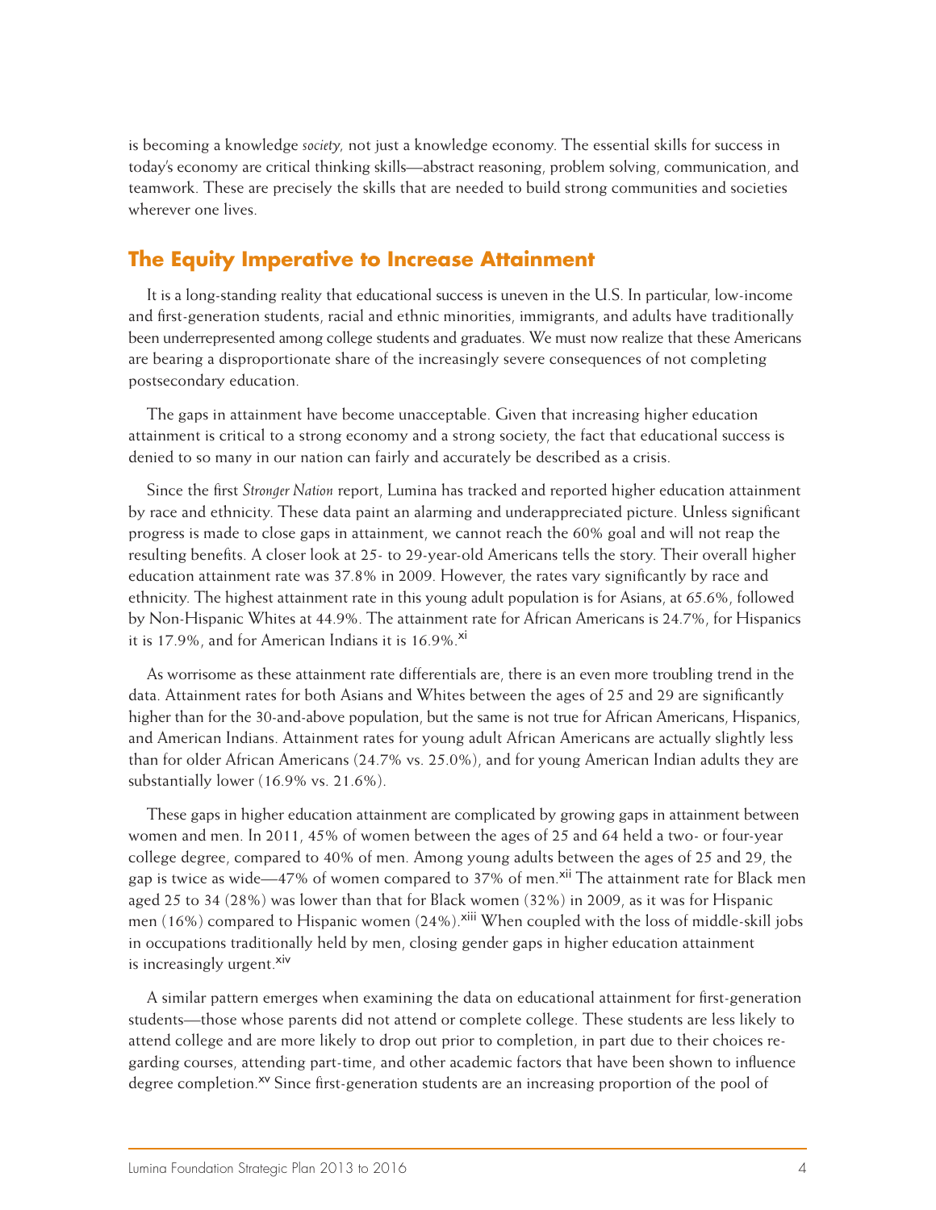is becoming a knowledge *society*, not just a knowledge economy. The essential skills for success in today's economy are critical thinking skills—abstract reasoning, problem solving, communication, and teamwork. These are precisely the skills that are needed to build strong communities and societies wherever one lives.

## The Equity Imperative to Increase Attainment

It is a long-standing reality that educational success is uneven in the U.S. In particular, low-income and first-generation students, racial and ethnic minorities, immigrants, and adults have traditionally been underrepresented among college students and graduates. We must now realize that these Americans are bearing a disproportionate share of the increasingly severe consequences of not completing postsecondary education.

The gaps in attainment have become unacceptable. Given that increasing higher education attainment is critical to a strong economy and a strong society, the fact that educational success is denied to so many in our nation can fairly and accurately be described as a crisis.

Since the first *Stronger Nation* report, Lumina has tracked and reported higher education attainment by race and ethnicity. These data paint an alarming and underappreciated picture. Unless significant progress is made to close gaps in attainment, we cannot reach the 60% goal and will not reap the resulting benefits. A closer look at 25- to 29-year-old Americans tells the story. Their overall higher education attainment rate was 37.8% in 2009. However, the rates vary significantly by race and ethnicity. The highest attainment rate in this young adult population is for Asians, at 65.6%, followed by Non-Hispanic Whites at 44.9%. The attainment rate for African Americans is 24.7%, for Hispanics it is 17.9%, and for American Indians it is 16.9%.[xi]

As worrisome as these attainment rate differentials are, there is an even more troubling trend in the data. Attainment rates for both Asians and Whites between the ages of 25 and 29 are significantly higher than for the 30-and-above population, but the same is not true for African Americans, Hispanics, and American Indians. Attainment rates for young adult African Americans are actually slightly less than for older African Americans (24.7% vs. 25.0%), and for young American Indian adults they are substantially lower (16.9% vs. 21.6%).

These gaps in higher education attainment are complicated by growing gaps in attainment between women and men. In 2011, 45% of women between the ages of 25 and 64 held a two- or four-year college degree, compared to 40% of men. Among young adults between the ages of 25 and 29, the gap is twice as wide—47% of women compared to 37% of men.[xii] The attainment rate for Black men aged 25 to 34 (28%) was lower than that for Black women (32%) in 2009, as it was for Hispanic men (16%) compared to Hispanic women (24%).[xiii] When coupled with the loss of middle-skill jobs in occupations traditionally held by men, closing gender gaps in higher education attainment is increasingly urgent.[xiv]

A similar pattern emerges when examining the data on educational attainment for first-generation students—those whose parents did not attend or complete college. These students are less likely to attend college and are more likely to drop out prior to completion, in part due to their choices regarding courses, attending part-time, and other academic factors that have been shown to influence degree completion.[xv] Since first-generation students are an increasing proportion of the pool of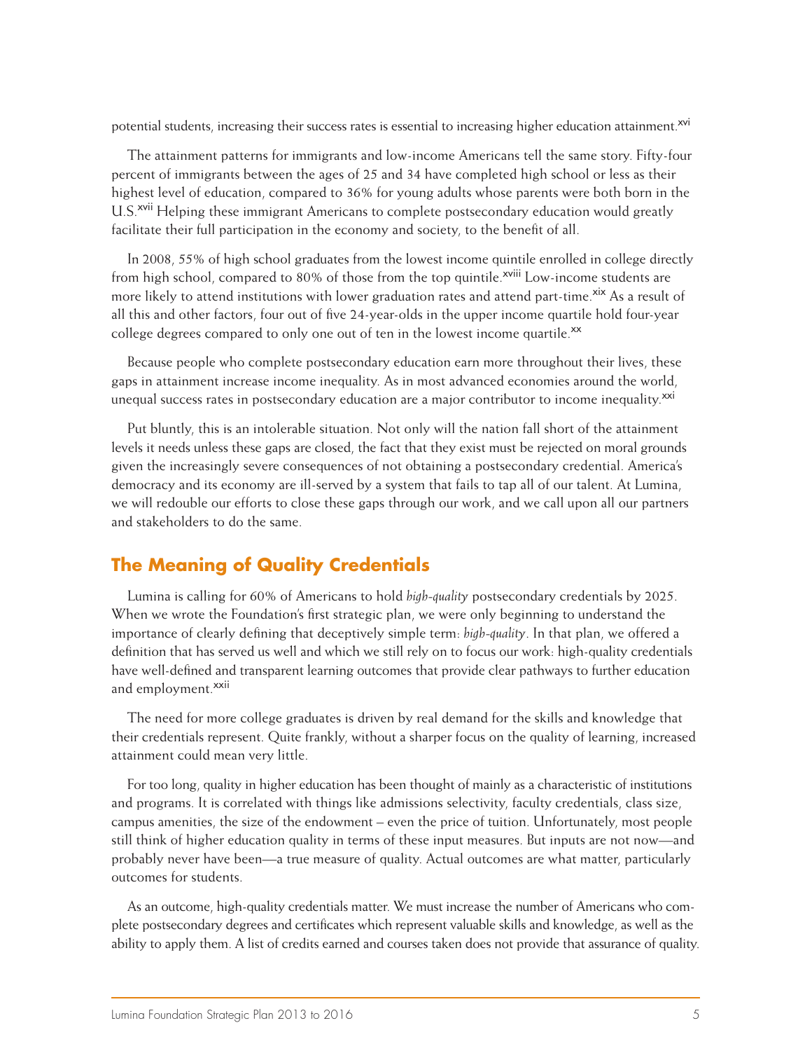potential students, increasing their success rates is essential to increasing higher education attainment.[xvi]

The attainment patterns for immigrants and low-income Americans tell the same story. Fifty-four percent of immigrants between the ages of 25 and 34 have completed high school or less as their highest level of education, compared to 36% for young adults whose parents were both born in the U.S.[xvii] Helping these immigrant Americans to complete postsecondary education would greatly facilitate their full participation in the economy and society, to the benefit of all.

In 2008, 55% of high school graduates from the lowest income quintile enrolled in college directly from high school, compared to 80% of those from the top quintile.[xviii] Low-income students are more likely to attend institutions with lower graduation rates and attend part-time.[xix] As a result of all this and other factors, four out of five 24-year-olds in the upper income quartile hold four-year college degrees compared to only one out of ten in the lowest income quartile.[xx]

Because people who complete postsecondary education earn more throughout their lives, these gaps in attainment increase income inequality. As in most advanced economies around the world, unequal success rates in postsecondary education are a major contributor to income inequality.[xxi]

Put bluntly, this is an intolerable situation. Not only will the nation fall short of the attainment levels it needs unless these gaps are closed, the fact that they exist must be rejected on moral grounds given the increasingly severe consequences of not obtaining a postsecondary credential. America's democracy and its economy are ill-served by a system that fails to tap all of our talent. At Lumina, we will redouble our efforts to close these gaps through our work, and we call upon all our partners and stakeholders to do the same.

## The Meaning of Quality Credentials

Lumina is calling for 60% of Americans to hold *high-quality* postsecondary credentials by 2025. When we wrote the Foundation's first strategic plan, we were only beginning to understand the importance of clearly defining that deceptively simple term: *high-quality*. In that plan, we offered a definition that has served us well and which we still rely on to focus our work: high-quality credentials have well-defined and transparent learning outcomes that provide clear pathways to further education and employment.[xxii]

The need for more college graduates is driven by real demand for the skills and knowledge that their credentials represent. Quite frankly, without a sharper focus on the quality of learning, increased attainment could mean very little.

For too long, quality in higher education has been thought of mainly as a characteristic of institutions and programs. It is correlated with things like admissions selectivity, faculty credentials, class size, campus amenities, the size of the endowment – even the price of tuition. Unfortunately, most people still think of higher education quality in terms of these input measures. But inputs are not now—and probably never have been—a true measure of quality. Actual outcomes are what matter, particularly outcomes for students.

As an outcome, high-quality credentials matter. We must increase the number of Americans who complete postsecondary degrees and certificates which represent valuable skills and knowledge, as well as the ability to apply them. A list of credits earned and courses taken does not provide that assurance of quality.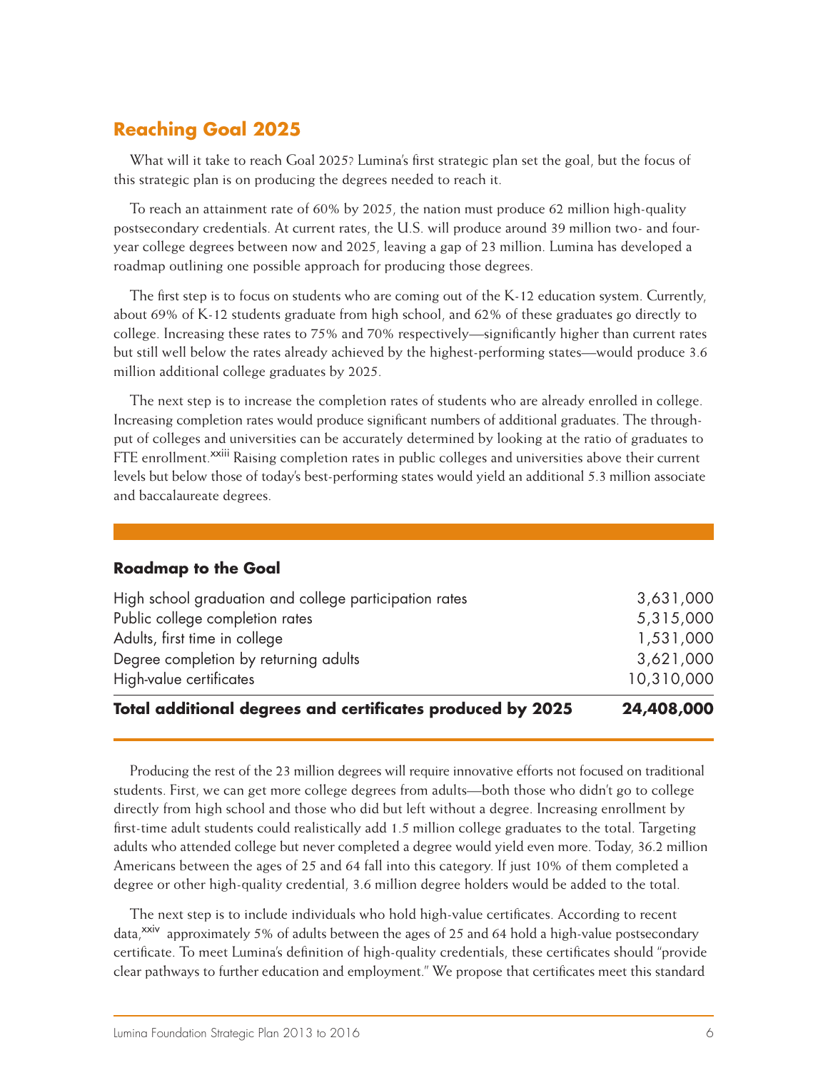## Reaching Goal 2025

What will it take to reach Goal 2025? Lumina's first strategic plan set the goal, but the focus of this strategic plan is on producing the degrees needed to reach it.

To reach an attainment rate of 60% by 2025, the nation must produce 62 million high-quality postsecondary credentials. At current rates, the U.S. will produce around 39 million two- and four-year college degrees between now and 2025, leaving a gap of 23 million. Lumina has developed a roadmap outlining one possible approach for producing those degrees.

The first step is to focus on students who are coming out of the K-12 education system. Currently, about 69% of K-12 students graduate from high school, and 62% of these graduates go directly to college. Increasing these rates to 75% and 70% respectively—significantly higher than current rates but still well below the rates already achieved by the highest-performing states—would produce 3.6 million additional college graduates by 2025.

The next step is to increase the completion rates of students who are already enrolled in college. Increasing completion rates would produce significant numbers of additional graduates. The throughput of colleges and universities can be accurately determined by looking at the ratio of graduates to FTE enrollment.[xxiii] Raising completion rates in public colleges and universities above their current levels but below those of today's best-performing states would yield an additional 5.3 million associate and baccalaureate degrees.

### Roadmap to the Goal

| | |
|---|---|
| High school graduation and college participation rates | 3,631,000 |
| Public college completion rates | 5,315,000 |
| Adults, first time in college | 1,531,000 |
| Degree completion by returning adults | 3,621,000 |
| High-value certificates | 10,310,000 |
| **Total additional degrees and certificates produced by 2025** | **24,408,000** |

Producing the rest of the 23 million degrees will require innovative efforts not focused on traditional students. First, we can get more college degrees from adults—both those who didn't go to college directly from high school and those who did but left without a degree. Increasing enrollment by first-time adult students could realistically add 1.5 million college graduates to the total. Targeting adults who attended college but never completed a degree would yield even more. Today, 36.2 million Americans between the ages of 25 and 64 fall into this category. If just 10% of them completed a degree or other high-quality credential, 3.6 million degree holders would be added to the total.

The next step is to include individuals who hold high-value certificates. According to recent data,[xxiv] approximately 5% of adults between the ages of 25 and 64 hold a high-value postsecondary certificate. To meet Lumina's definition of high-quality credentials, these certificates should "provide clear pathways to further education and employment." We propose that certificates meet this standard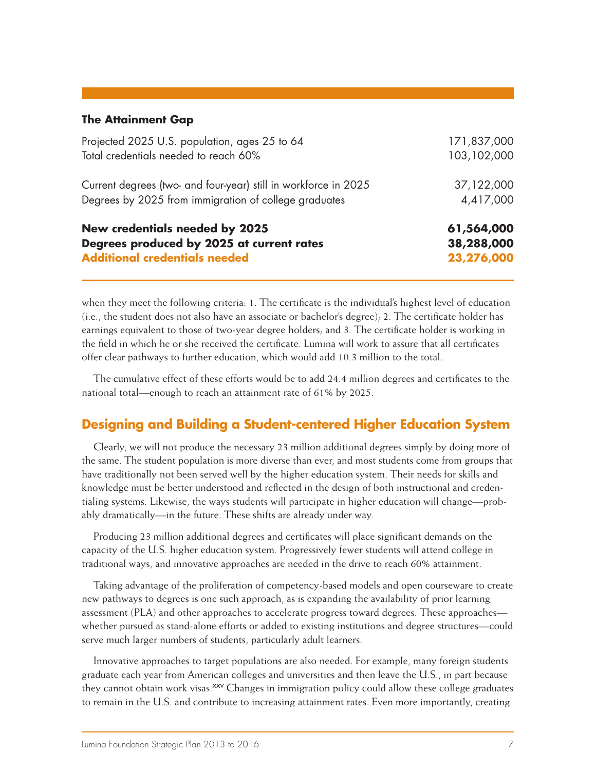### The Attainment Gap

| | |
|---|---|
| Projected 2025 U.S. population, ages 25 to 64 | 171,837,000 |
| Total credentials needed to reach 60% | 103,102,000 |
| Current degrees (two- and four-year) still in workforce in 2025 | 37,122,000 |
| Degrees by 2025 from immigration of college graduates | 4,417,000 |
| **New credentials needed by 2025** | **61,564,000** |
| **Degrees produced by 2025 at current rates** | **38,288,000** |
| **Additional credentials needed** | **23,276,000** |

when they meet the following criteria: 1. The certificate is the individual's highest level of education (i.e., the student does not also have an associate or bachelor's degree); 2. The certificate holder has earnings equivalent to those of two-year degree holders; and 3. The certificate holder is working in the field in which he or she received the certificate. Lumina will work to assure that all certificates offer clear pathways to further education, which would add 10.3 million to the total.

The cumulative effect of these efforts would be to add 24.4 million degrees and certificates to the national total—enough to reach an attainment rate of 61% by 2025.

## Designing and Building a Student-centered Higher Education System

Clearly, we will not produce the necessary 23 million additional degrees simply by doing more of the same. The student population is more diverse than ever, and most students come from groups that have traditionally not been served well by the higher education system. Their needs for skills and knowledge must be better understood and reflected in the design of both instructional and credentialing systems. Likewise, the ways students will participate in higher education will change—probably dramatically—in the future. These shifts are already under way.

Producing 23 million additional degrees and certificates will place significant demands on the capacity of the U.S. higher education system. Progressively fewer students will attend college in traditional ways, and innovative approaches are needed in the drive to reach 60% attainment.

Taking advantage of the proliferation of competency-based models and open courseware to create new pathways to degrees is one such approach, as is expanding the availability of prior learning assessment (PLA) and other approaches to accelerate progress toward degrees. These approaches—whether pursued as stand-alone efforts or added to existing institutions and degree structures—could serve much larger numbers of students, particularly adult learners.

Innovative approaches to target populations are also needed. For example, many foreign students graduate each year from American colleges and universities and then leave the U.S., in part because they cannot obtain work visas.[xxv] Changes in immigration policy could allow these college graduates to remain in the U.S. and contribute to increasing attainment rates. Even more importantly, creating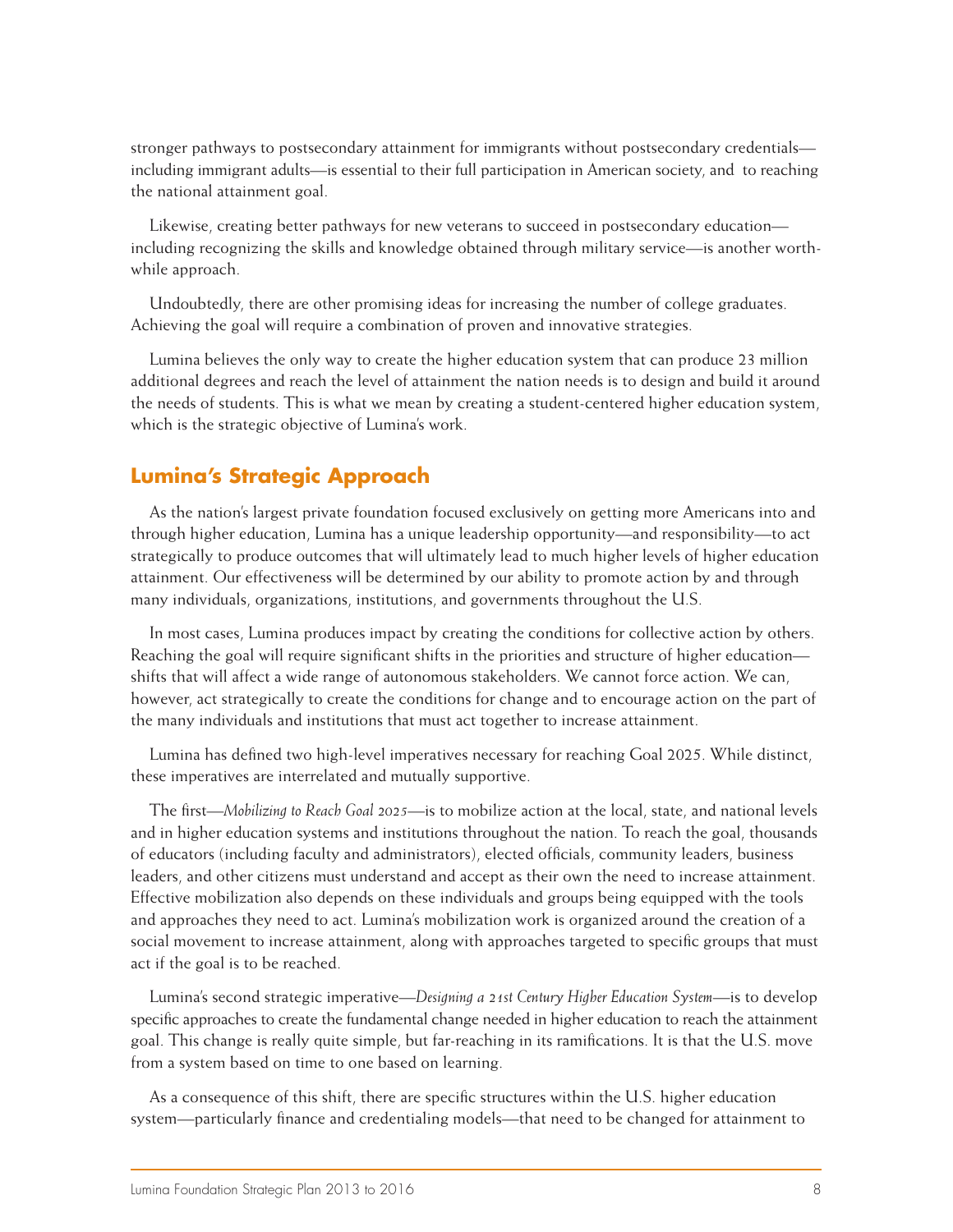stronger pathways to postsecondary attainment for immigrants without postsecondary credentials—including immigrant adults—is essential to their full participation in American society, and to reaching the national attainment goal.

Likewise, creating better pathways for new veterans to succeed in postsecondary education—including recognizing the skills and knowledge obtained through military service—is another worthwhile approach.

Undoubtedly, there are other promising ideas for increasing the number of college graduates. Achieving the goal will require a combination of proven and innovative strategies.

Lumina believes the only way to create the higher education system that can produce 23 million additional degrees and reach the level of attainment the nation needs is to design and build it around the needs of students. This is what we mean by creating a student-centered higher education system, which is the strategic objective of Lumina's work.

## Lumina's Strategic Approach

As the nation's largest private foundation focused exclusively on getting more Americans into and through higher education, Lumina has a unique leadership opportunity—and responsibility—to act strategically to produce outcomes that will ultimately lead to much higher levels of higher education attainment. Our effectiveness will be determined by our ability to promote action by and through many individuals, organizations, institutions, and governments throughout the U.S.

In most cases, Lumina produces impact by creating the conditions for collective action by others. Reaching the goal will require significant shifts in the priorities and structure of higher education—shifts that will affect a wide range of autonomous stakeholders. We cannot force action. We can, however, act strategically to create the conditions for change and to encourage action on the part of the many individuals and institutions that must act together to increase attainment.

Lumina has defined two high-level imperatives necessary for reaching Goal 2025. While distinct, these imperatives are interrelated and mutually supportive.

The first—*Mobilizing to Reach Goal 2025*—is to mobilize action at the local, state, and national levels and in higher education systems and institutions throughout the nation. To reach the goal, thousands of educators (including faculty and administrators), elected officials, community leaders, business leaders, and other citizens must understand and accept as their own the need to increase attainment. Effective mobilization also depends on these individuals and groups being equipped with the tools and approaches they need to act. Lumina's mobilization work is organized around the creation of a social movement to increase attainment, along with approaches targeted to specific groups that must act if the goal is to be reached.

Lumina's second strategic imperative—*Designing a 21st Century Higher Education System*—is to develop specific approaches to create the fundamental change needed in higher education to reach the attainment goal. This change is really quite simple, but far-reaching in its ramifications. It is that the U.S. move from a system based on time to one based on learning.

As a consequence of this shift, there are specific structures within the U.S. higher education system—particularly finance and credentialing models—that need to be changed for attainment to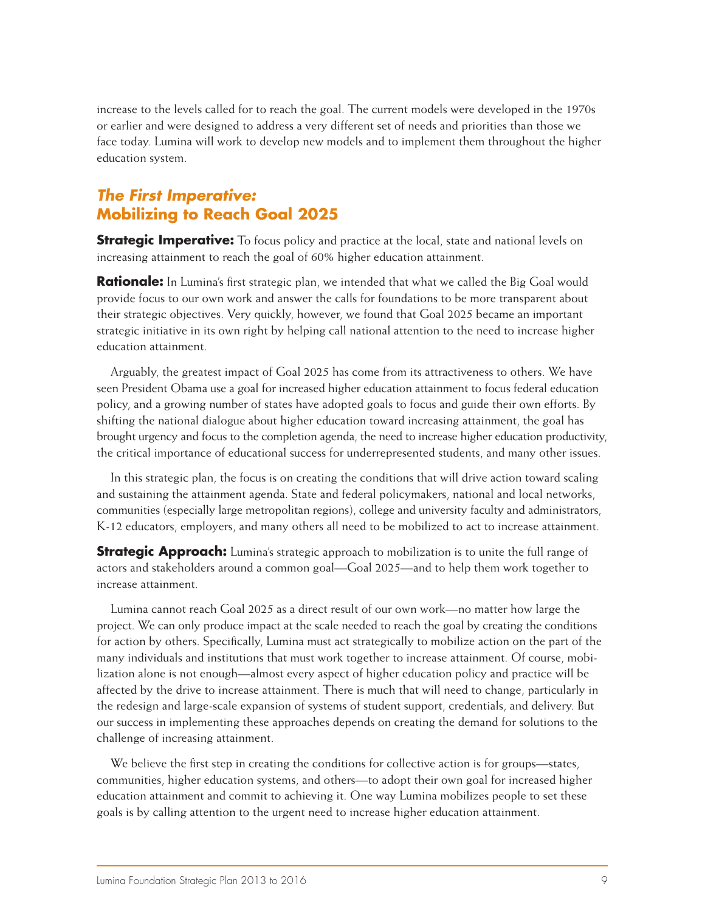increase to the levels called for to reach the goal. The current models were developed in the 1970s or earlier and were designed to address a very different set of needs and priorities than those we face today. Lumina will work to develop new models and to implement them throughout the higher education system.

## *The First Imperative:* Mobilizing to Reach Goal 2025

**Strategic Imperative:** To focus policy and practice at the local, state and national levels on increasing attainment to reach the goal of 60% higher education attainment.

**Rationale:** In Lumina's first strategic plan, we intended that what we called the Big Goal would provide focus to our own work and answer the calls for foundations to be more transparent about their strategic objectives. Very quickly, however, we found that Goal 2025 became an important strategic initiative in its own right by helping call national attention to the need to increase higher education attainment.

Arguably, the greatest impact of Goal 2025 has come from its attractiveness to others. We have seen President Obama use a goal for increased higher education attainment to focus federal education policy, and a growing number of states have adopted goals to focus and guide their own efforts. By shifting the national dialogue about higher education toward increasing attainment, the goal has brought urgency and focus to the completion agenda, the need to increase higher education productivity, the critical importance of educational success for underrepresented students, and many other issues.

In this strategic plan, the focus is on creating the conditions that will drive action toward scaling and sustaining the attainment agenda. State and federal policymakers, national and local networks, communities (especially large metropolitan regions), college and university faculty and administrators, K-12 educators, employers, and many others all need to be mobilized to act to increase attainment.

**Strategic Approach:** Lumina's strategic approach to mobilization is to unite the full range of actors and stakeholders around a common goal—Goal 2025—and to help them work together to increase attainment.

Lumina cannot reach Goal 2025 as a direct result of our own work—no matter how large the project. We can only produce impact at the scale needed to reach the goal by creating the conditions for action by others. Specifically, Lumina must act strategically to mobilize action on the part of the many individuals and institutions that must work together to increase attainment. Of course, mobilization alone is not enough—almost every aspect of higher education policy and practice will be affected by the drive to increase attainment. There is much that will need to change, particularly in the redesign and large-scale expansion of systems of student support, credentials, and delivery. But our success in implementing these approaches depends on creating the demand for solutions to the challenge of increasing attainment.

We believe the first step in creating the conditions for collective action is for groups—states, communities, higher education systems, and others—to adopt their own goal for increased higher education attainment and commit to achieving it. One way Lumina mobilizes people to set these goals is by calling attention to the urgent need to increase higher education attainment.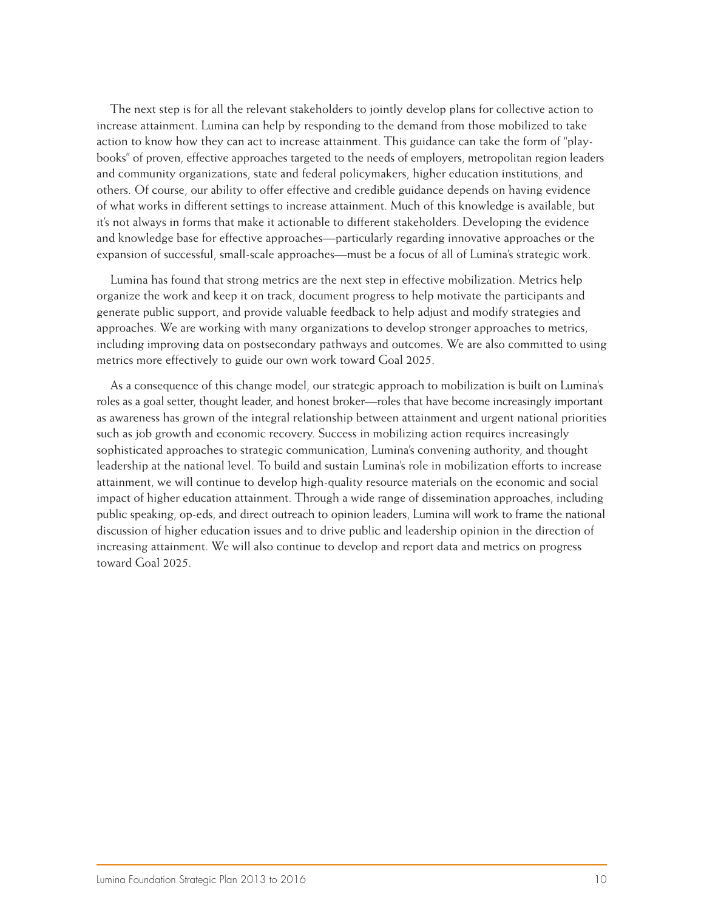The next step is for all the relevant stakeholders to jointly develop plans for collective action to increase attainment. Lumina can help by responding to the demand from those mobilized to take action to know how they can act to increase attainment. This guidance can take the form of "play-books" of proven, effective approaches targeted to the needs of employers, metropolitan region leaders and community organizations, state and federal policymakers, higher education institutions, and others. Of course, our ability to offer effective and credible guidance depends on having evidence of what works in different settings to increase attainment. Much of this knowledge is available, but it's not always in forms that make it actionable to different stakeholders. Developing the evidence and knowledge base for effective approaches—particularly regarding innovative approaches or the expansion of successful, small-scale approaches—must be a focus of all of Lumina's strategic work.

Lumina has found that strong metrics are the next step in effective mobilization. Metrics help organize the work and keep it on track, document progress to help motivate the participants and generate public support, and provide valuable feedback to help adjust and modify strategies and approaches. We are working with many organizations to develop stronger approaches to metrics, including improving data on postsecondary pathways and outcomes. We are also committed to using metrics more effectively to guide our own work toward Goal 2025.

As a consequence of this change model, our strategic approach to mobilization is built on Lumina's roles as a goal setter, thought leader, and honest broker—roles that have become increasingly important as awareness has grown of the integral relationship between attainment and urgent national priorities such as job growth and economic recovery. Success in mobilizing action requires increasingly sophisticated approaches to strategic communication, Lumina's convening authority, and thought leadership at the national level. To build and sustain Lumina's role in mobilization efforts to increase attainment, we will continue to develop high-quality resource materials on the economic and social impact of higher education attainment. Through a wide range of dissemination approaches, including public speaking, op-eds, and direct outreach to opinion leaders, Lumina will work to frame the national discussion of higher education issues and to drive public and leadership opinion in the direction of increasing attainment. We will also continue to develop and report data and metrics on progress toward Goal 2025.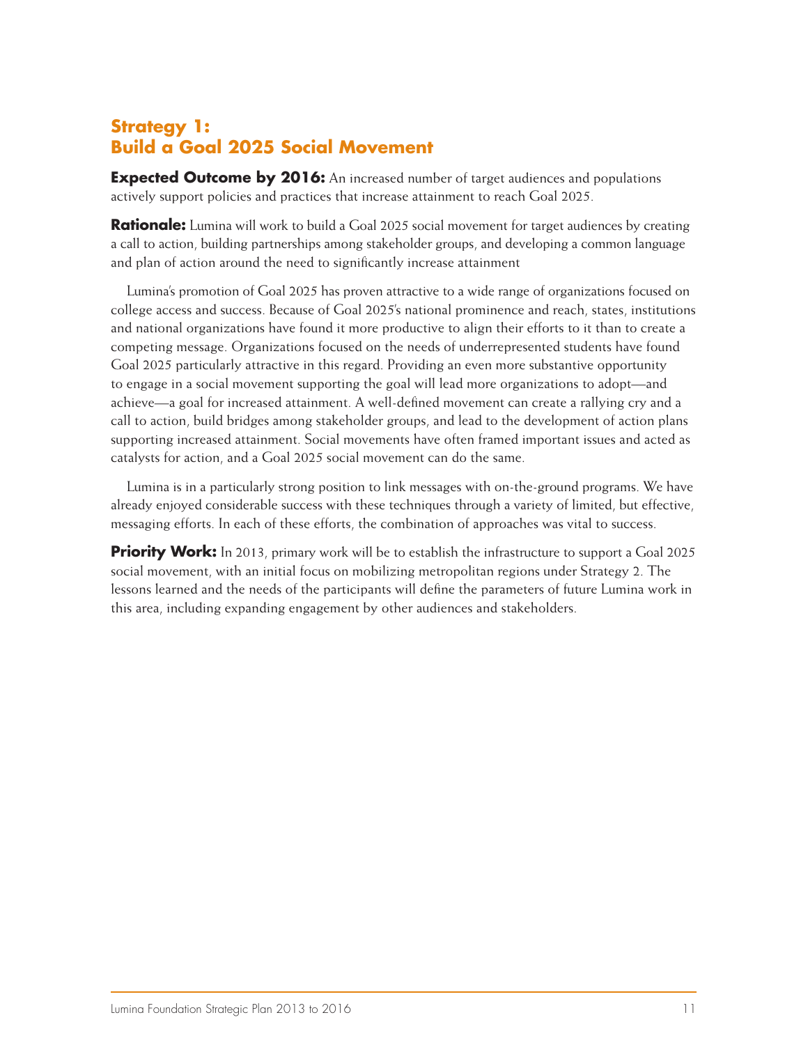## Strategy 1: Build a Goal 2025 Social Movement

**Expected Outcome by 2016:** An increased number of target audiences and populations actively support policies and practices that increase attainment to reach Goal 2025.

**Rationale:** Lumina will work to build a Goal 2025 social movement for target audiences by creating a call to action, building partnerships among stakeholder groups, and developing a common language and plan of action around the need to significantly increase attainment

Lumina's promotion of Goal 2025 has proven attractive to a wide range of organizations focused on college access and success. Because of Goal 2025's national prominence and reach, states, institutions and national organizations have found it more productive to align their efforts to it than to create a competing message. Organizations focused on the needs of underrepresented students have found Goal 2025 particularly attractive in this regard. Providing an even more substantive opportunity to engage in a social movement supporting the goal will lead more organizations to adopt—and achieve—a goal for increased attainment. A well-defined movement can create a rallying cry and a call to action, build bridges among stakeholder groups, and lead to the development of action plans supporting increased attainment. Social movements have often framed important issues and acted as catalysts for action, and a Goal 2025 social movement can do the same.

Lumina is in a particularly strong position to link messages with on-the-ground programs. We have already enjoyed considerable success with these techniques through a variety of limited, but effective, messaging efforts. In each of these efforts, the combination of approaches was vital to success.

**Priority Work:** In 2013, primary work will be to establish the infrastructure to support a Goal 2025 social movement, with an initial focus on mobilizing metropolitan regions under Strategy 2. The lessons learned and the needs of the participants will define the parameters of future Lumina work in this area, including expanding engagement by other audiences and stakeholders.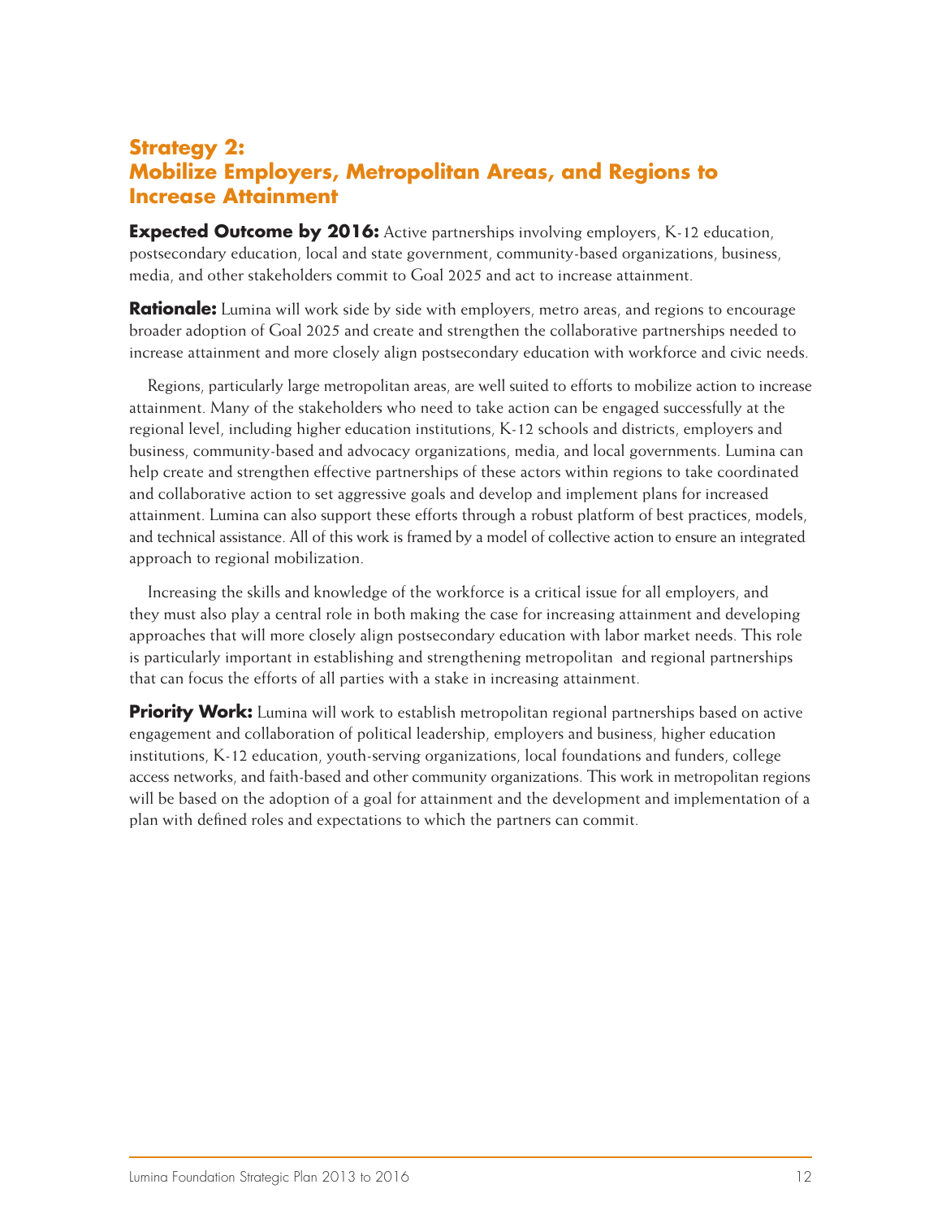## Strategy 2: Mobilize Employers, Metropolitan Areas, and Regions to Increase Attainment

**Expected Outcome by 2016:** Active partnerships involving employers, K-12 education, postsecondary education, local and state government, community-based organizations, business, media, and other stakeholders commit to Goal 2025 and act to increase attainment.

**Rationale:** Lumina will work side by side with employers, metro areas, and regions to encourage broader adoption of Goal 2025 and create and strengthen the collaborative partnerships needed to increase attainment and more closely align postsecondary education with workforce and civic needs.

Regions, particularly large metropolitan areas, are well suited to efforts to mobilize action to increase attainment. Many of the stakeholders who need to take action can be engaged successfully at the regional level, including higher education institutions, K-12 schools and districts, employers and business, community-based and advocacy organizations, media, and local governments. Lumina can help create and strengthen effective partnerships of these actors within regions to take coordinated and collaborative action to set aggressive goals and develop and implement plans for increased attainment. Lumina can also support these efforts through a robust platform of best practices, models, and technical assistance. All of this work is framed by a model of collective action to ensure an integrated approach to regional mobilization.

Increasing the skills and knowledge of the workforce is a critical issue for all employers, and they must also play a central role in both making the case for increasing attainment and developing approaches that will more closely align postsecondary education with labor market needs. This role is particularly important in establishing and strengthening metropolitan and regional partnerships that can focus the efforts of all parties with a stake in increasing attainment.

**Priority Work:** Lumina will work to establish metropolitan regional partnerships based on active engagement and collaboration of political leadership, employers and business, higher education institutions, K-12 education, youth-serving organizations, local foundations and funders, college access networks, and faith-based and other community organizations. This work in metropolitan regions will be based on the adoption of a goal for attainment and the development and implementation of a plan with defined roles and expectations to which the partners can commit.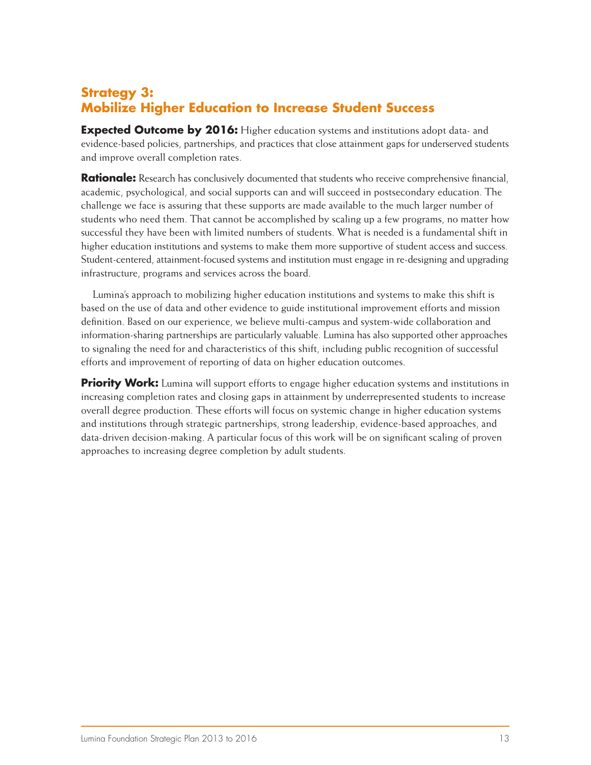## Strategy 3: Mobilize Higher Education to Increase Student Success

**Expected Outcome by 2016:** Higher education systems and institutions adopt data- and evidence-based policies, partnerships, and practices that close attainment gaps for underserved students and improve overall completion rates.

**Rationale:** Research has conclusively documented that students who receive comprehensive financial, academic, psychological, and social supports can and will succeed in postsecondary education. The challenge we face is assuring that these supports are made available to the much larger number of students who need them. That cannot be accomplished by scaling up a few programs, no matter how successful they have been with limited numbers of students. What is needed is a fundamental shift in higher education institutions and systems to make them more supportive of student access and success. Student-centered, attainment-focused systems and institution must engage in re-designing and upgrading infrastructure, programs and services across the board.

Lumina's approach to mobilizing higher education institutions and systems to make this shift is based on the use of data and other evidence to guide institutional improvement efforts and mission definition. Based on our experience, we believe multi-campus and system-wide collaboration and information-sharing partnerships are particularly valuable. Lumina has also supported other approaches to signaling the need for and characteristics of this shift, including public recognition of successful efforts and improvement of reporting of data on higher education outcomes.

**Priority Work:** Lumina will support efforts to engage higher education systems and institutions in increasing completion rates and closing gaps in attainment by underrepresented students to increase overall degree production. These efforts will focus on systemic change in higher education systems and institutions through strategic partnerships, strong leadership, evidence-based approaches, and data-driven decision-making. A particular focus of this work will be on significant scaling of proven approaches to increasing degree completion by adult students.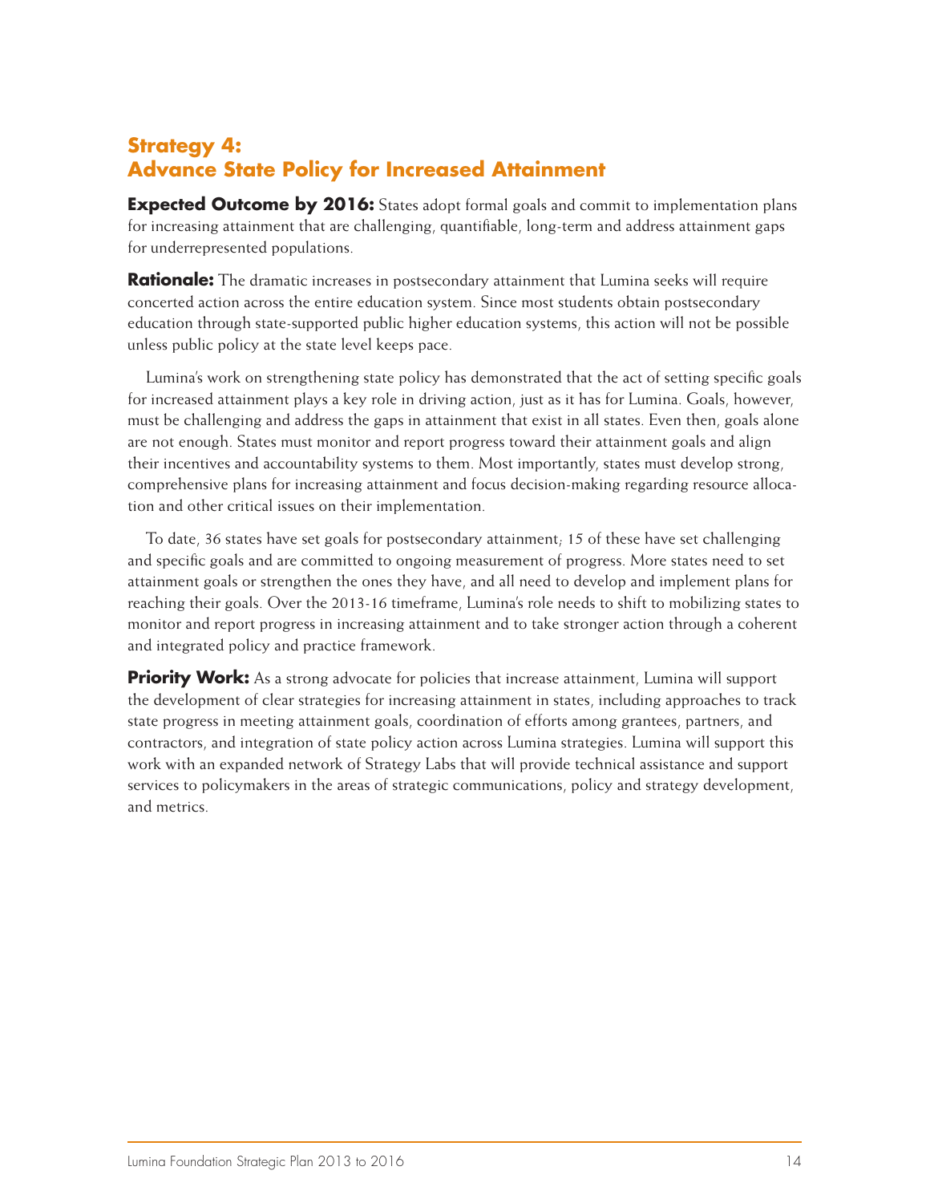## Strategy 4: Advance State Policy for Increased Attainment

**Expected Outcome by 2016:** States adopt formal goals and commit to implementation plans for increasing attainment that are challenging, quantifiable, long-term and address attainment gaps for underrepresented populations.

**Rationale:** The dramatic increases in postsecondary attainment that Lumina seeks will require concerted action across the entire education system. Since most students obtain postsecondary education through state-supported public higher education systems, this action will not be possible unless public policy at the state level keeps pace.

Lumina's work on strengthening state policy has demonstrated that the act of setting specific goals for increased attainment plays a key role in driving action, just as it has for Lumina. Goals, however, must be challenging and address the gaps in attainment that exist in all states. Even then, goals alone are not enough. States must monitor and report progress toward their attainment goals and align their incentives and accountability systems to them. Most importantly, states must develop strong, comprehensive plans for increasing attainment and focus decision-making regarding resource allocation and other critical issues on their implementation.

To date, 36 states have set goals for postsecondary attainment; 15 of these have set challenging and specific goals and are committed to ongoing measurement of progress. More states need to set attainment goals or strengthen the ones they have, and all need to develop and implement plans for reaching their goals. Over the 2013-16 timeframe, Lumina's role needs to shift to mobilizing states to monitor and report progress in increasing attainment and to take stronger action through a coherent and integrated policy and practice framework.

**Priority Work:** As a strong advocate for policies that increase attainment, Lumina will support the development of clear strategies for increasing attainment in states, including approaches to track state progress in meeting attainment goals, coordination of efforts among grantees, partners, and contractors, and integration of state policy action across Lumina strategies. Lumina will support this work with an expanded network of Strategy Labs that will provide technical assistance and support services to policymakers in the areas of strategic communications, policy and strategy development, and metrics.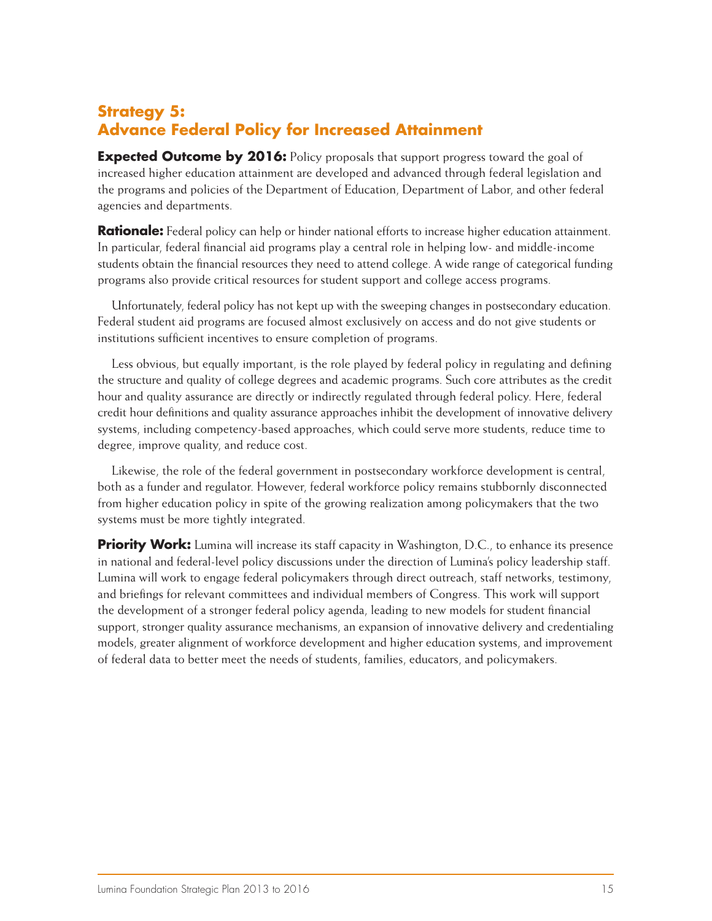## Strategy 5: Advance Federal Policy for Increased Attainment

**Expected Outcome by 2016:** Policy proposals that support progress toward the goal of increased higher education attainment are developed and advanced through federal legislation and the programs and policies of the Department of Education, Department of Labor, and other federal agencies and departments.

**Rationale:** Federal policy can help or hinder national efforts to increase higher education attainment. In particular, federal financial aid programs play a central role in helping low- and middle-income students obtain the financial resources they need to attend college. A wide range of categorical funding programs also provide critical resources for student support and college access programs.

Unfortunately, federal policy has not kept up with the sweeping changes in postsecondary education. Federal student aid programs are focused almost exclusively on access and do not give students or institutions sufficient incentives to ensure completion of programs.

Less obvious, but equally important, is the role played by federal policy in regulating and defining the structure and quality of college degrees and academic programs. Such core attributes as the credit hour and quality assurance are directly or indirectly regulated through federal policy. Here, federal credit hour definitions and quality assurance approaches inhibit the development of innovative delivery systems, including competency-based approaches, which could serve more students, reduce time to degree, improve quality, and reduce cost.

Likewise, the role of the federal government in postsecondary workforce development is central, both as a funder and regulator. However, federal workforce policy remains stubbornly disconnected from higher education policy in spite of the growing realization among policymakers that the two systems must be more tightly integrated.

**Priority Work:** Lumina will increase its staff capacity in Washington, D.C., to enhance its presence in national and federal-level policy discussions under the direction of Lumina's policy leadership staff. Lumina will work to engage federal policymakers through direct outreach, staff networks, testimony, and briefings for relevant committees and individual members of Congress. This work will support the development of a stronger federal policy agenda, leading to new models for student financial support, stronger quality assurance mechanisms, an expansion of innovative delivery and credentialing models, greater alignment of workforce development and higher education systems, and improvement of federal data to better meet the needs of students, families, educators, and policymakers.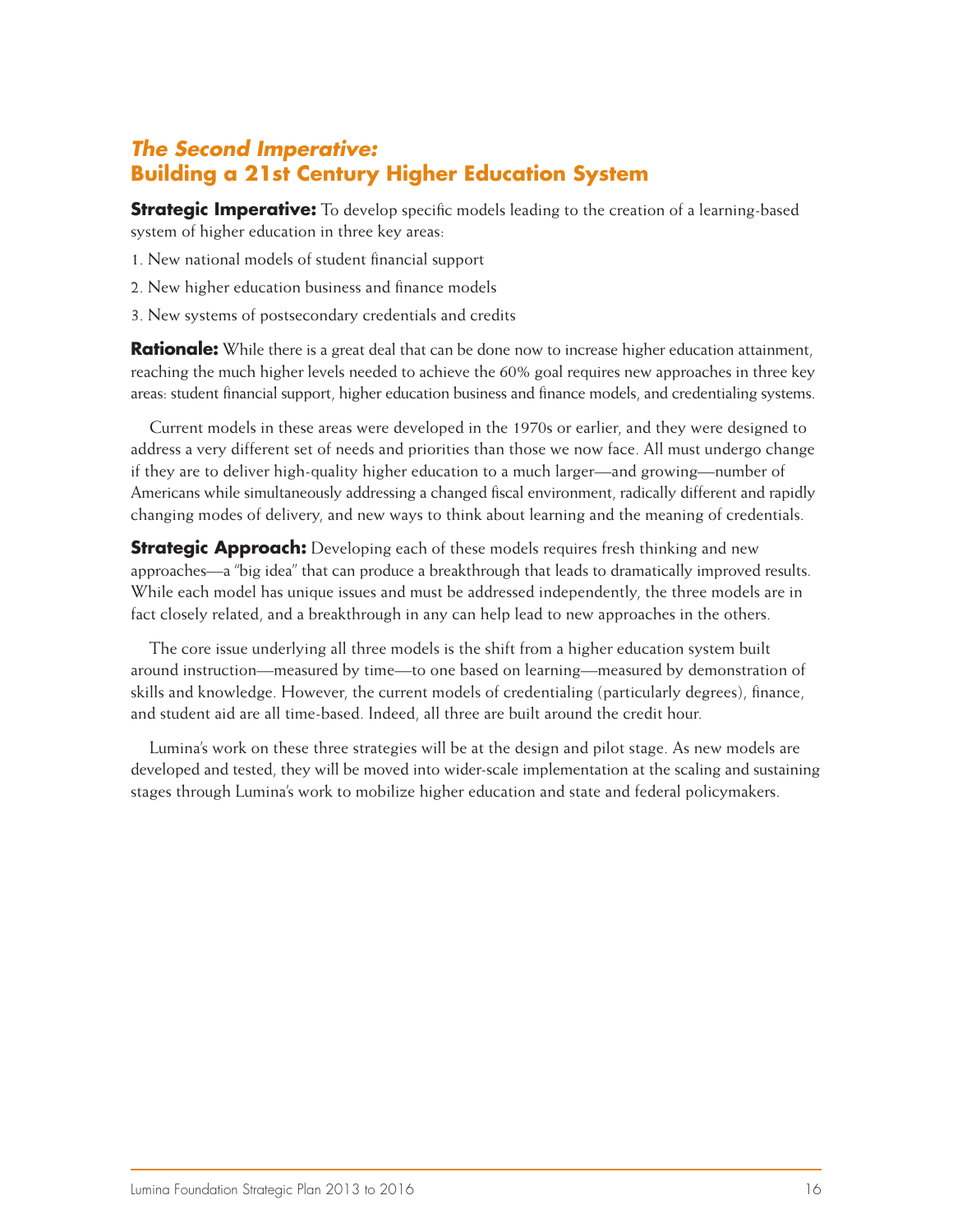## *The Second Imperative:* Building a 21st Century Higher Education System

**Strategic Imperative:** To develop specific models leading to the creation of a learning-based system of higher education in three key areas:

1. New national models of student financial support
2. New higher education business and finance models
3. New systems of postsecondary credentials and credits

**Rationale:** While there is a great deal that can be done now to increase higher education attainment, reaching the much higher levels needed to achieve the 60% goal requires new approaches in three key areas: student financial support, higher education business and finance models, and credentialing systems.

Current models in these areas were developed in the 1970s or earlier, and they were designed to address a very different set of needs and priorities than those we now face. All must undergo change if they are to deliver high-quality higher education to a much larger—and growing—number of Americans while simultaneously addressing a changed fiscal environment, radically different and rapidly changing modes of delivery, and new ways to think about learning and the meaning of credentials.

**Strategic Approach:** Developing each of these models requires fresh thinking and new approaches—a "big idea" that can produce a breakthrough that leads to dramatically improved results. While each model has unique issues and must be addressed independently, the three models are in fact closely related, and a breakthrough in any can help lead to new approaches in the others.

The core issue underlying all three models is the shift from a higher education system built around instruction—measured by time—to one based on learning—measured by demonstration of skills and knowledge. However, the current models of credentialing (particularly degrees), finance, and student aid are all time-based. Indeed, all three are built around the credit hour.

Lumina's work on these three strategies will be at the design and pilot stage. As new models are developed and tested, they will be moved into wider-scale implementation at the scaling and sustaining stages through Lumina's work to mobilize higher education and state and federal policymakers.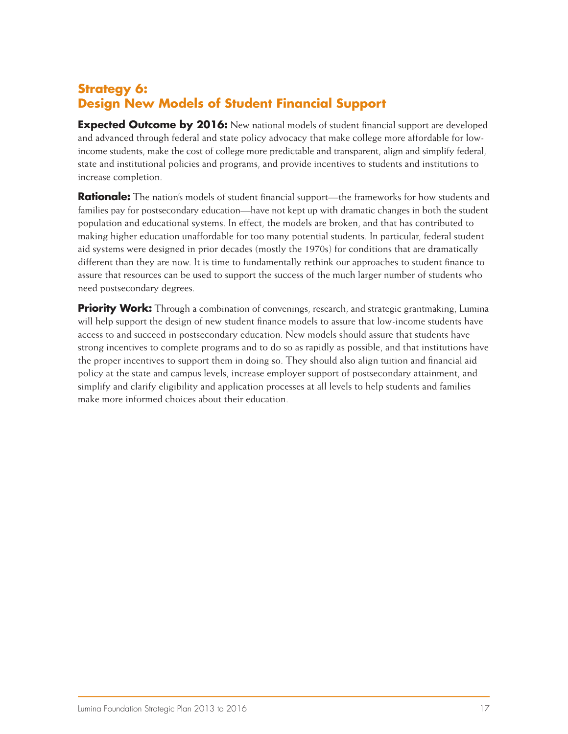## Strategy 6: Design New Models of Student Financial Support

**Expected Outcome by 2016:** New national models of student financial support are developed and advanced through federal and state policy advocacy that make college more affordable for low-income students, make the cost of college more predictable and transparent, align and simplify federal, state and institutional policies and programs, and provide incentives to students and institutions to increase completion.

**Rationale:** The nation's models of student financial support—the frameworks for how students and families pay for postsecondary education—have not kept up with dramatic changes in both the student population and educational systems. In effect, the models are broken, and that has contributed to making higher education unaffordable for too many potential students. In particular, federal student aid systems were designed in prior decades (mostly the 1970s) for conditions that are dramatically different than they are now. It is time to fundamentally rethink our approaches to student finance to assure that resources can be used to support the success of the much larger number of students who need postsecondary degrees.

**Priority Work:** Through a combination of convenings, research, and strategic grantmaking, Lumina will help support the design of new student finance models to assure that low-income students have access to and succeed in postsecondary education. New models should assure that students have strong incentives to complete programs and to do so as rapidly as possible, and that institutions have the proper incentives to support them in doing so. They should also align tuition and financial aid policy at the state and campus levels, increase employer support of postsecondary attainment, and simplify and clarify eligibility and application processes at all levels to help students and families make more informed choices about their education.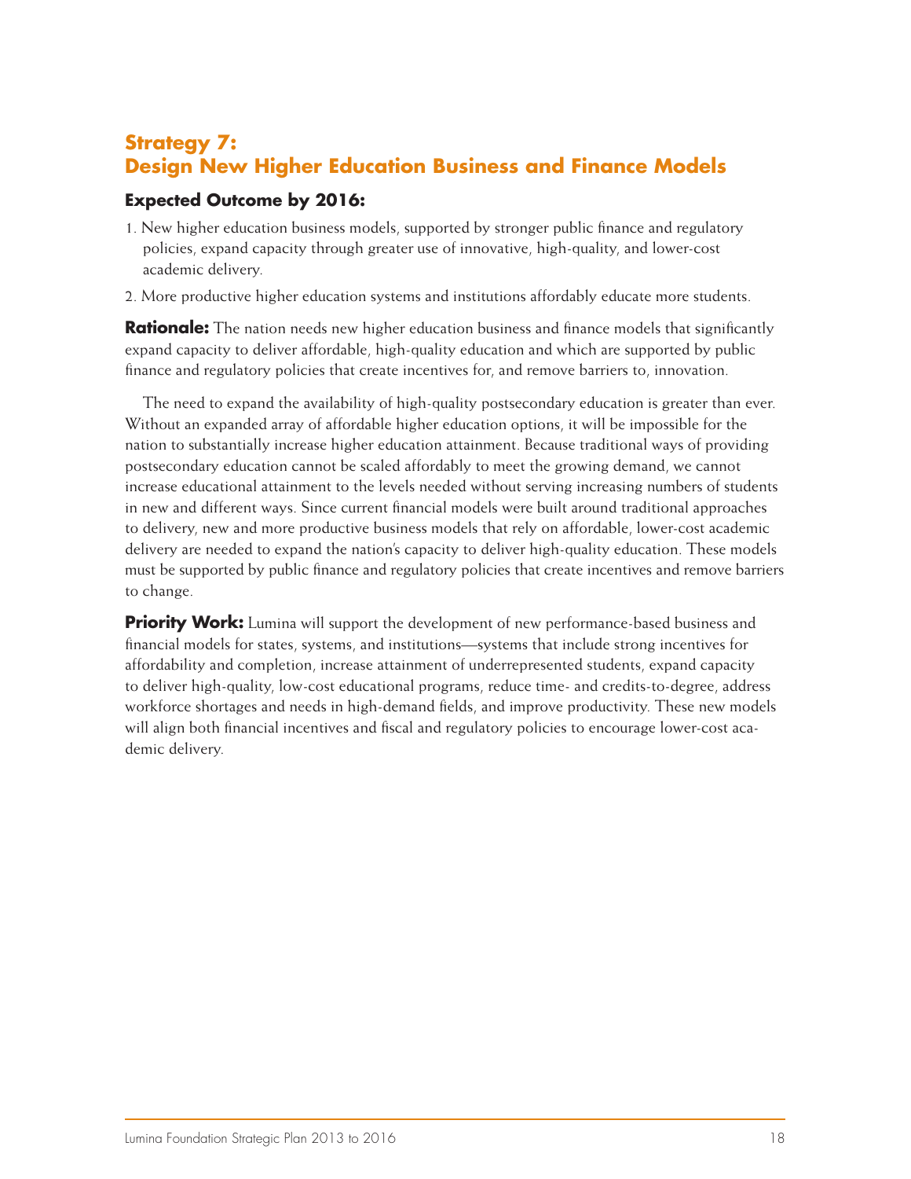## Strategy 7: Design New Higher Education Business and Finance Models

### Expected Outcome by 2016:

1. New higher education business models, supported by stronger public finance and regulatory policies, expand capacity through greater use of innovative, high-quality, and lower-cost academic delivery.
2. More productive higher education systems and institutions affordably educate more students.

**Rationale:** The nation needs new higher education business and finance models that significantly expand capacity to deliver affordable, high-quality education and which are supported by public finance and regulatory policies that create incentives for, and remove barriers to, innovation.

The need to expand the availability of high-quality postsecondary education is greater than ever. Without an expanded array of affordable higher education options, it will be impossible for the nation to substantially increase higher education attainment. Because traditional ways of providing postsecondary education cannot be scaled affordably to meet the growing demand, we cannot increase educational attainment to the levels needed without serving increasing numbers of students in new and different ways. Since current financial models were built around traditional approaches to delivery, new and more productive business models that rely on affordable, lower-cost academic delivery are needed to expand the nation's capacity to deliver high-quality education. These models must be supported by public finance and regulatory policies that create incentives and remove barriers to change.

**Priority Work:** Lumina will support the development of new performance-based business and financial models for states, systems, and institutions—systems that include strong incentives for affordability and completion, increase attainment of underrepresented students, expand capacity to deliver high-quality, low-cost educational programs, reduce time- and credits-to-degree, address workforce shortages and needs in high-demand fields, and improve productivity. These new models will align both financial incentives and fiscal and regulatory policies to encourage lower-cost academic delivery.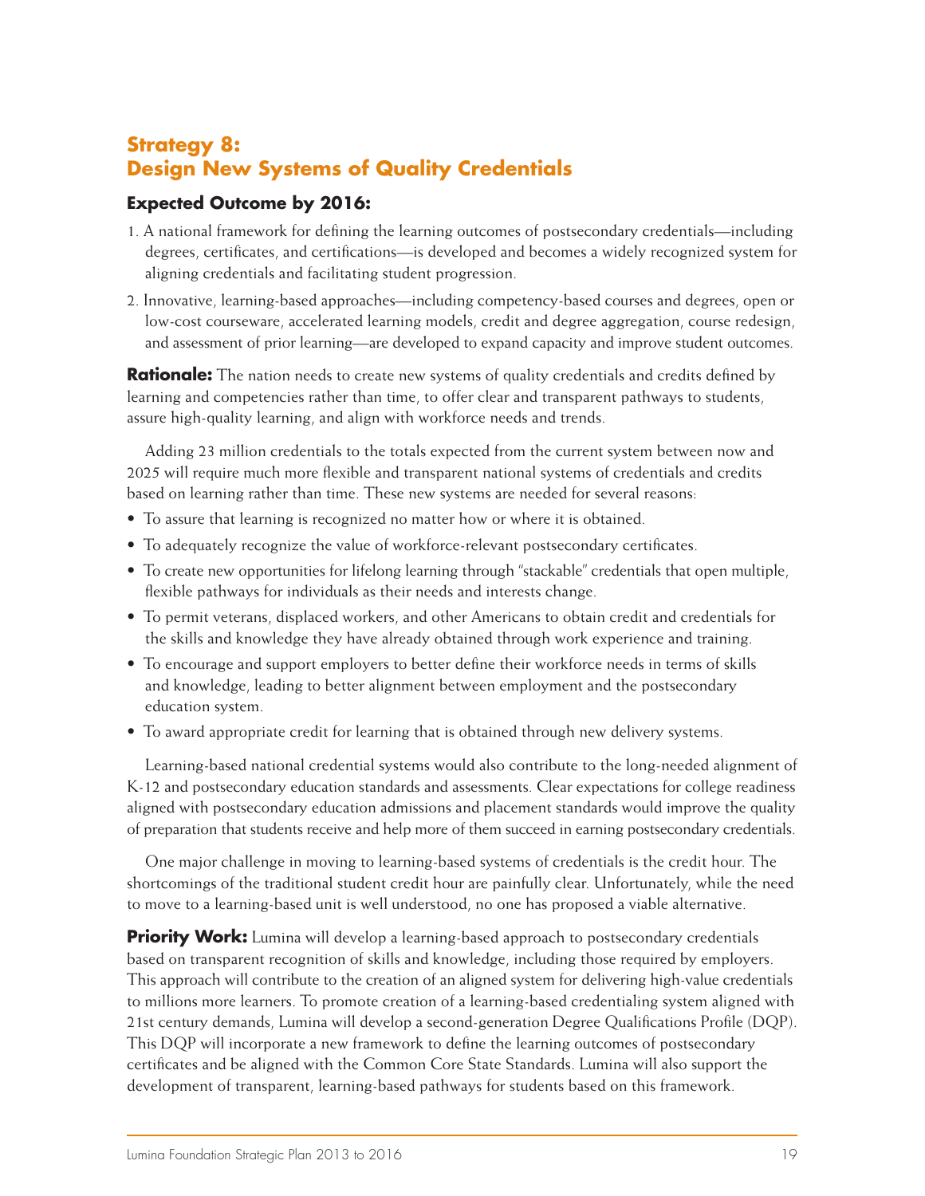## Strategy 8: Design New Systems of Quality Credentials

### Expected Outcome by 2016:

1. A national framework for defining the learning outcomes of postsecondary credentials—including degrees, certificates, and certifications—is developed and becomes a widely recognized system for aligning credentials and facilitating student progression.
2. Innovative, learning-based approaches—including competency-based courses and degrees, open or low-cost courseware, accelerated learning models, credit and degree aggregation, course redesign, and assessment of prior learning—are developed to expand capacity and improve student outcomes.

**Rationale:** The nation needs to create new systems of quality credentials and credits defined by learning and competencies rather than time, to offer clear and transparent pathways to students, assure high-quality learning, and align with workforce needs and trends.

Adding 23 million credentials to the totals expected from the current system between now and 2025 will require much more flexible and transparent national systems of credentials and credits based on learning rather than time. These new systems are needed for several reasons:

- To assure that learning is recognized no matter how or where it is obtained.
- To adequately recognize the value of workforce-relevant postsecondary certificates.
- To create new opportunities for lifelong learning through "stackable" credentials that open multiple, flexible pathways for individuals as their needs and interests change.
- To permit veterans, displaced workers, and other Americans to obtain credit and credentials for the skills and knowledge they have already obtained through work experience and training.
- To encourage and support employers to better define their workforce needs in terms of skills and knowledge, leading to better alignment between employment and the postsecondary education system.
- To award appropriate credit for learning that is obtained through new delivery systems.

Learning-based national credential systems would also contribute to the long-needed alignment of K-12 and postsecondary education standards and assessments. Clear expectations for college readiness aligned with postsecondary education admissions and placement standards would improve the quality of preparation that students receive and help more of them succeed in earning postsecondary credentials.

One major challenge in moving to learning-based systems of credentials is the credit hour. The shortcomings of the traditional student credit hour are painfully clear. Unfortunately, while the need to move to a learning-based unit is well understood, no one has proposed a viable alternative.

**Priority Work:** Lumina will develop a learning-based approach to postsecondary credentials based on transparent recognition of skills and knowledge, including those required by employers. This approach will contribute to the creation of an aligned system for delivering high-value credentials to millions more learners. To promote creation of a learning-based credentialing system aligned with 21st century demands, Lumina will develop a second-generation Degree Qualifications Profile (DQP). This DQP will incorporate a new framework to define the learning outcomes of postsecondary certificates and be aligned with the Common Core State Standards. Lumina will also support the development of transparent, learning-based pathways for students based on this framework.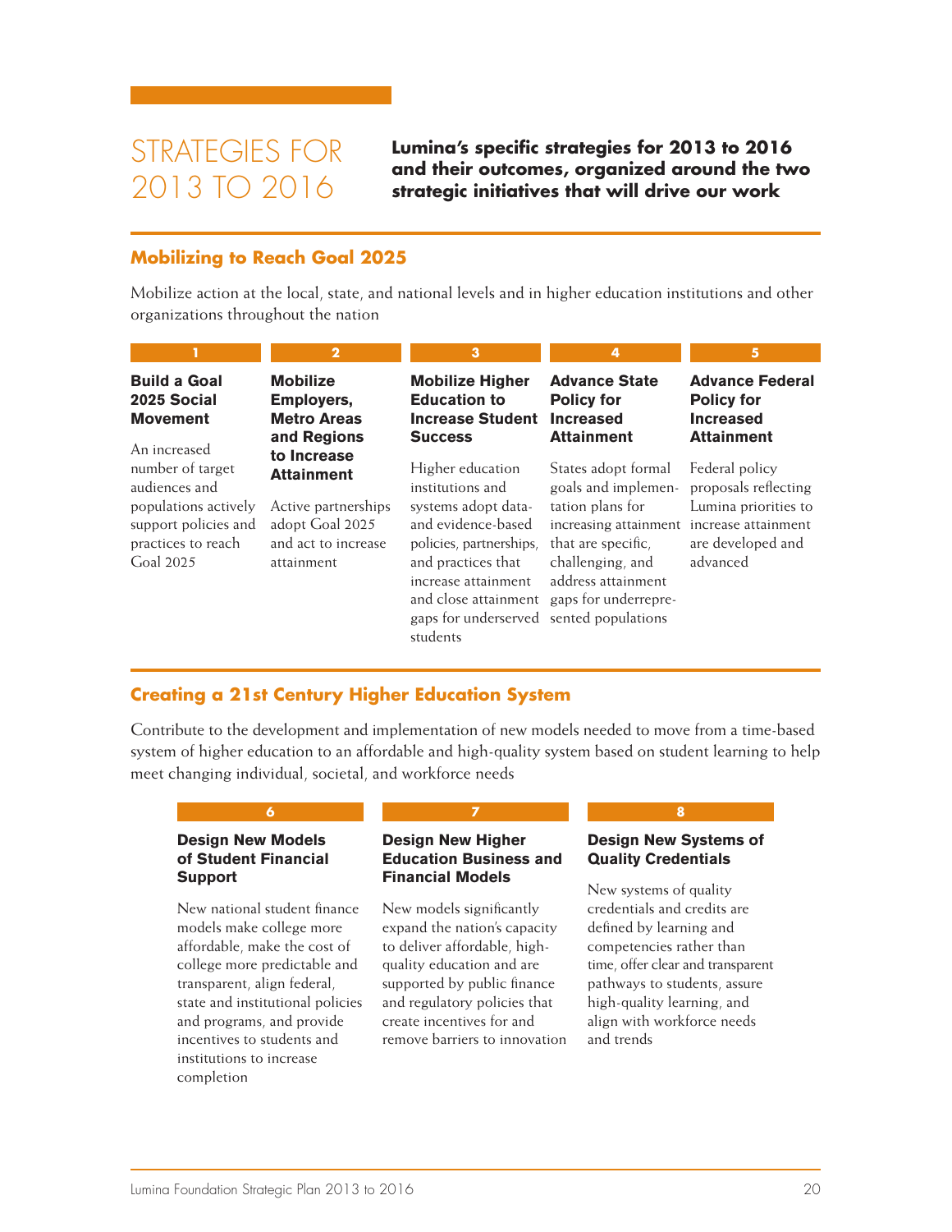# STRATEGIES FOR 2013 TO 2016

**Lumina's specific strategies for 2013 to 2016 and their outcomes, organized around the two strategic initiatives that will drive our work**

## Mobilizing to Reach Goal 2025

Mobilize action at the local, state, and national levels and in higher education institutions and other organizations throughout the nation

### 1

**Build a Goal 2025 Social Movement**

An increased number of target audiences and populations actively support policies and practices to reach Goal 2025

### 2

**Mobilize Employers, Metro Areas and Regions to Increase Attainment**

Active partnerships adopt Goal 2025 and act to increase attainment

### 3

**Mobilize Higher Education to Increase Student Success**

Higher education institutions and systems adopt data- and evidence-based policies, partnerships, and practices that increase attainment and close attainment gaps for underserved students

### 4

**Advance State Policy for Increased Attainment**

States adopt formal goals and implementation plans for increasing attainment that are specific, challenging, and address attainment gaps for underrepresented populations

### 5

**Advance Federal Policy for Increased Attainment**

Federal policy proposals reflecting Lumina priorities to increase attainment are developed and advanced

## Creating a 21st Century Higher Education System

Contribute to the development and implementation of new models needed to move from a time-based system of higher education to an affordable and high-quality system based on student learning to help meet changing individual, societal, and workforce needs

### 6

**Design New Models of Student Financial Support**

New national student finance models make college more affordable, make the cost of college more predictable and transparent, align federal, state and institutional policies and programs, and provide incentives to students and institutions to increase completion

### 7

**Design New Higher Education Business and Financial Models**

New models significantly expand the nation's capacity to deliver affordable, high-quality education and are supported by public finance and regulatory policies that create incentives for and remove barriers to innovation

### 8

**Design New Systems of Quality Credentials**

New systems of quality credentials and credits are defined by learning and competencies rather than time, offer clear and transparent pathways to students, assure high-quality learning, and align with workforce needs and trends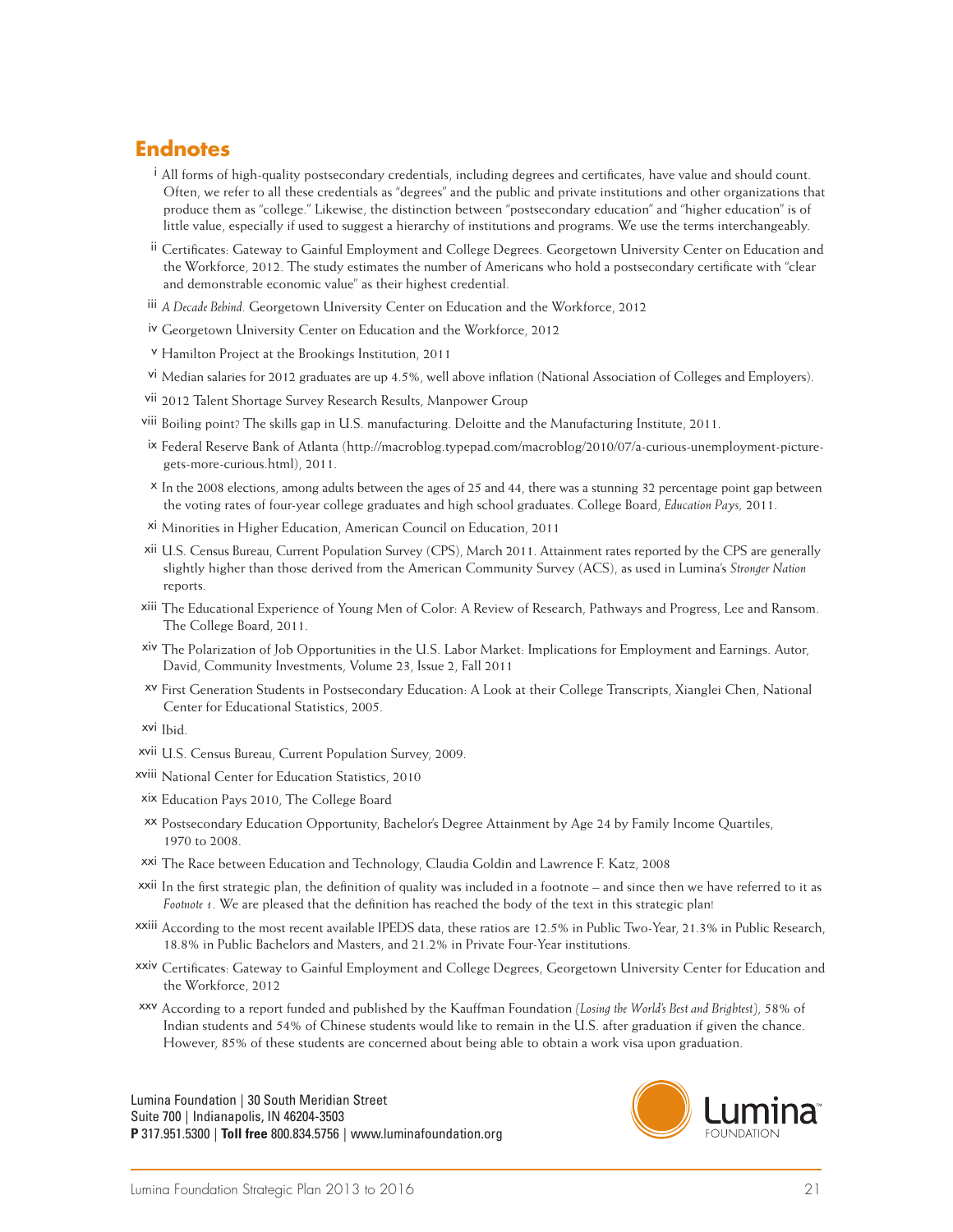## Endnotes

i All forms of high-quality postsecondary credentials, including degrees and certificates, have value and should count. Often, we refer to all these credentials as "degrees" and the public and private institutions and other organizations that produce them as "college." Likewise, the distinction between "postsecondary education" and "higher education" is of little value, especially if used to suggest a hierarchy of institutions and programs. We use the terms interchangeably.

ii Certificates: Gateway to Gainful Employment and College Degrees. Georgetown University Center on Education and the Workforce, 2012. The study estimates the number of Americans who hold a postsecondary certificate with "clear and demonstrable economic value" as their highest credential.

iii *A Decade Behind*. Georgetown University Center on Education and the Workforce, 2012

iv Georgetown University Center on Education and the Workforce, 2012

v Hamilton Project at the Brookings Institution, 2011

vi Median salaries for 2012 graduates are up 4.5%, well above inflation (National Association of Colleges and Employers).

vii 2012 Talent Shortage Survey Research Results, Manpower Group

viii Boiling point? The skills gap in U.S. manufacturing. Deloitte and the Manufacturing Institute, 2011.

ix Federal Reserve Bank of Atlanta (http://macroblog.typepad.com/macroblog/2010/07/a-curious-unemployment-picture-gets-more-curious.html), 2011.

x In the 2008 elections, among adults between the ages of 25 and 44, there was a stunning 32 percentage point gap between the voting rates of four-year college graduates and high school graduates. College Board, *Education Pays,* 2011.

xi Minorities in Higher Education, American Council on Education, 2011

xii U.S. Census Bureau, Current Population Survey (CPS), March 2011. Attainment rates reported by the CPS are generally slightly higher than those derived from the American Community Survey (ACS), as used in Lumina's *Stronger Nation* reports.

xiii The Educational Experience of Young Men of Color: A Review of Research, Pathways and Progress, Lee and Ransom. The College Board, 2011.

xiv The Polarization of Job Opportunities in the U.S. Labor Market: Implications for Employment and Earnings. Autor, David, Community Investments, Volume 23, Issue 2, Fall 2011

xv First Generation Students in Postsecondary Education: A Look at their College Transcripts, Xianglei Chen, National Center for Educational Statistics, 2005.

xvi Ibid.

xvii U.S. Census Bureau, Current Population Survey, 2009.

xviii National Center for Education Statistics, 2010

xix Education Pays 2010, The College Board

xx Postsecondary Education Opportunity, Bachelor's Degree Attainment by Age 24 by Family Income Quartiles, 1970 to 2008.

xxi The Race between Education and Technology, Claudia Goldin and Lawrence F. Katz, 2008

xxii In the first strategic plan, the definition of quality was included in a footnote – and since then we have referred to it as *Footnote 1*. We are pleased that the definition has reached the body of the text in this strategic plan!

xxiii According to the most recent available IPEDS data, these ratios are 12.5% in Public Two-Year, 21.3% in Public Research, 18.8% in Public Bachelors and Masters, and 21.2% in Private Four-Year institutions.

xxiv Certificates: Gateway to Gainful Employment and College Degrees, Georgetown University Center for Education and the Workforce, 2012

xxv According to a report funded and published by the Kauffman Foundation (*Losing the World's Best and Brightest*), 58% of Indian students and 54% of Chinese students would like to remain in the U.S. after graduation if given the chance. However, 85% of these students are concerned about being able to obtain a work visa upon graduation.

Lumina Foundation | 30 South Meridian Street
Suite 700 | Indianapolis, IN 46204-3503
**P** 317.951.5300 | **Toll free** 800.834.5756 | www.luminafoundation.org

Lumina™ FOUNDATION